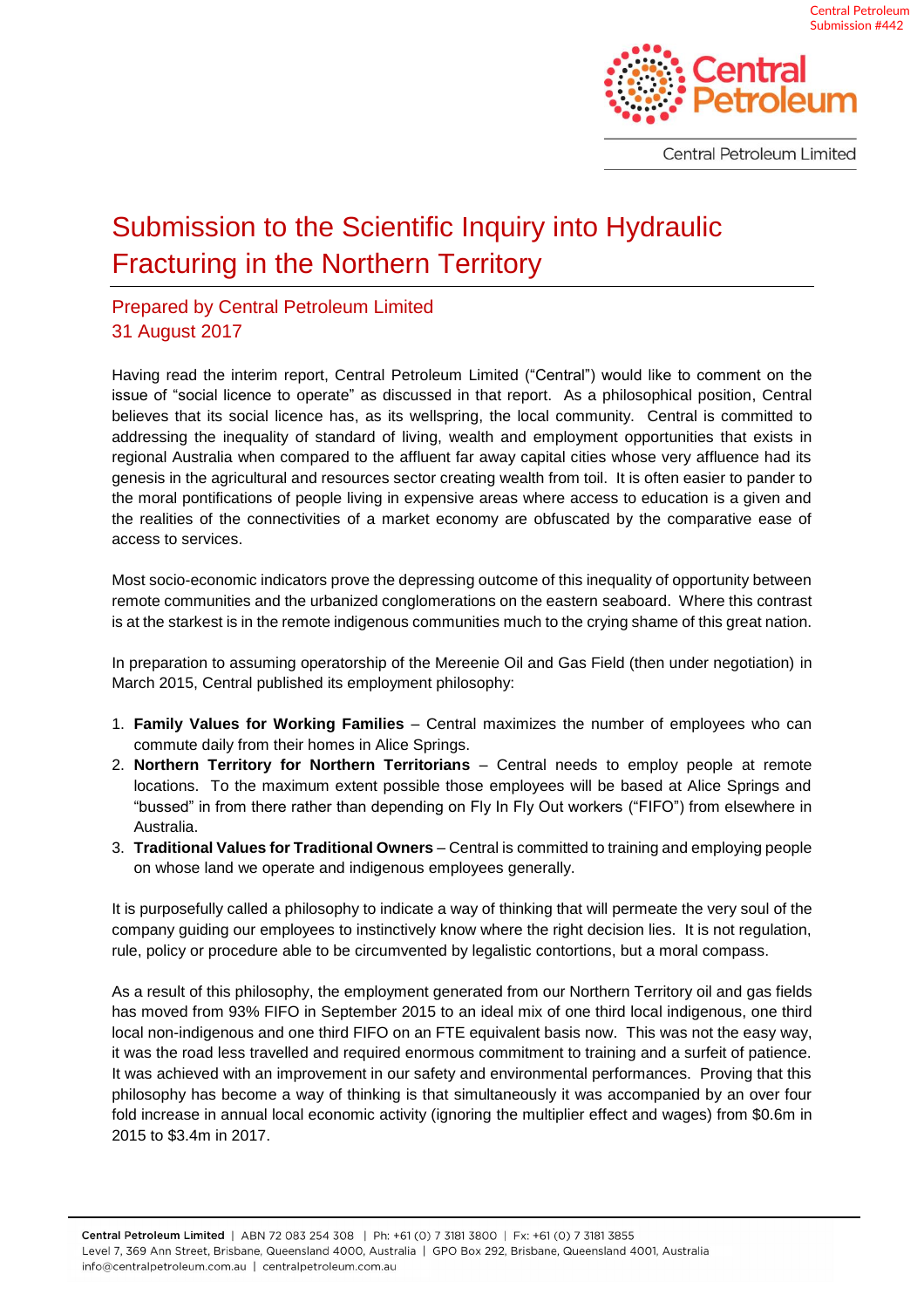Central Petroleum
Submission #442

Central Petroleum Limited

# Submission to the Scientific Inquiry into Hydraulic Fracturing in the Northern Territory

## Prepared by Central Petroleum Limited
## 31 August 2017

Having read the interim report, Central Petroleum Limited ("Central") would like to comment on the issue of "social licence to operate" as discussed in that report. As a philosophical position, Central believes that its social licence has, as its wellspring, the local community. Central is committed to addressing the inequality of standard of living, wealth and employment opportunities that exists in regional Australia when compared to the affluent far away capital cities whose very affluence had its genesis in the agricultural and resources sector creating wealth from toil. It is often easier to pander to the moral pontifications of people living in expensive areas where access to education is a given and the realities of the connectivities of a market economy are obfuscated by the comparative ease of access to services.

Most socio-economic indicators prove the depressing outcome of this inequality of opportunity between remote communities and the urbanized conglomerations on the eastern seaboard. Where this contrast is at the starkest is in the remote indigenous communities much to the crying shame of this great nation.

In preparation to assuming operatorship of the Mereenie Oil and Gas Field (then under negotiation) in March 2015, Central published its employment philosophy:

1. **Family Values for Working Families** – Central maximizes the number of employees who can commute daily from their homes in Alice Springs.
2. **Northern Territory for Northern Territorians** – Central needs to employ people at remote locations. To the maximum extent possible those employees will be based at Alice Springs and "bussed" in from there rather than depending on Fly In Fly Out workers ("FIFO") from elsewhere in Australia.
3. **Traditional Values for Traditional Owners** – Central is committed to training and employing people on whose land we operate and indigenous employees generally.

It is purposefully called a philosophy to indicate a way of thinking that will permeate the very soul of the company guiding our employees to instinctively know where the right decision lies. It is not regulation, rule, policy or procedure able to be circumvented by legalistic contortions, but a moral compass.

As a result of this philosophy, the employment generated from our Northern Territory oil and gas fields has moved from 93% FIFO in September 2015 to an ideal mix of one third local indigenous, one third local non-indigenous and one third FIFO on an FTE equivalent basis now. This was not the easy way, it was the road less travelled and required enormous commitment to training and a surfeit of patience. It was achieved with an improvement in our safety and environmental performances. Proving that this philosophy has become a way of thinking is that simultaneously it was accompanied by an over four fold increase in annual local economic activity (ignoring the multiplier effect and wages) from $0.6m in 2015 to $3.4m in 2017.

**Central Petroleum Limited** | ABN 72 083 254 308 | Ph: +61 (0) 7 3181 3800 | Fx: +61 (0) 7 3181 3855
Level 7, 369 Ann Street, Brisbane, Queensland 4000, Australia | GPO Box 292, Brisbane, Queensland 4001, Australia
info@centralpetroleum.com.au | centralpetroleum.com.au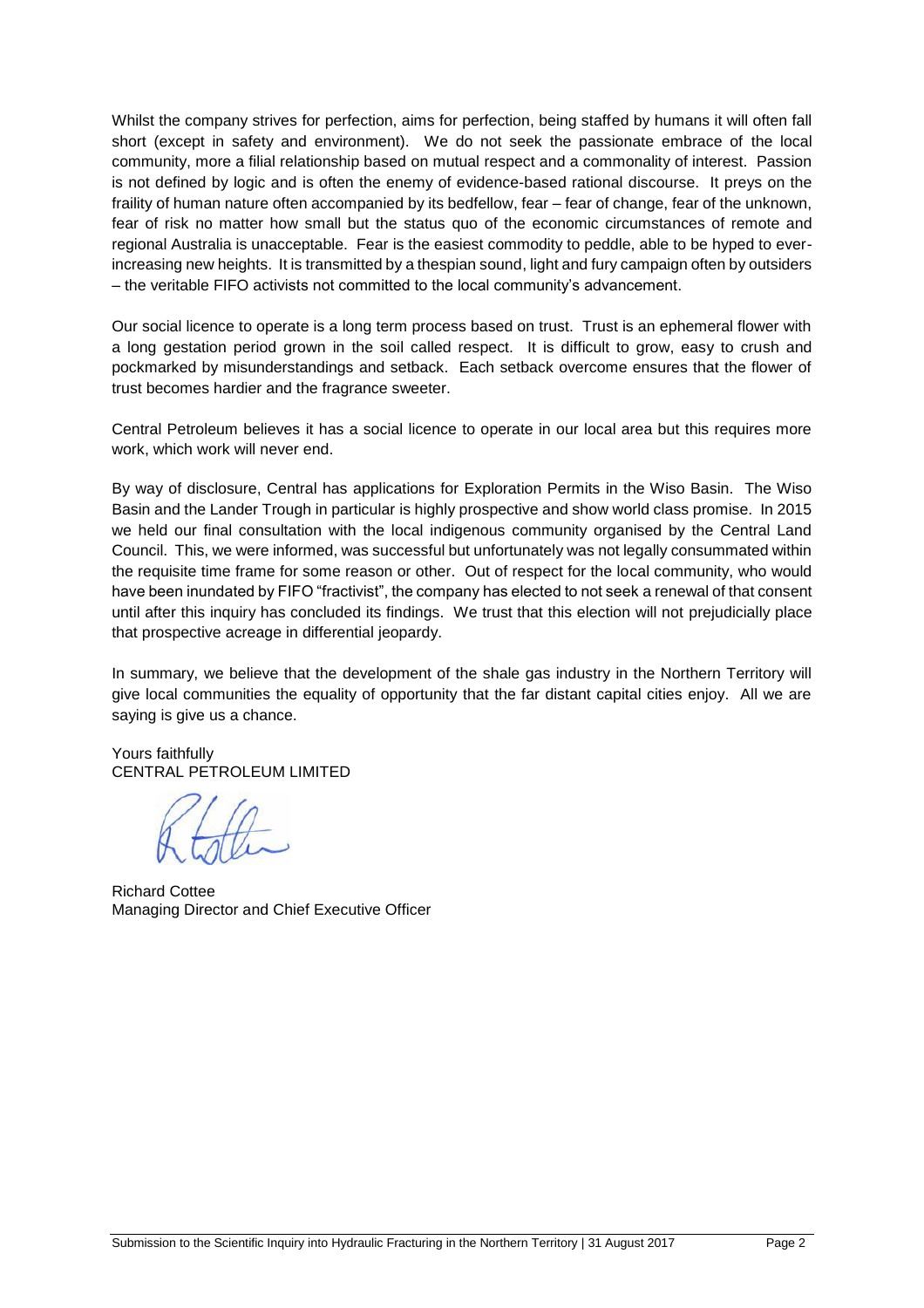Whilst the company strives for perfection, aims for perfection, being staffed by humans it will often fall short (except in safety and environment). We do not seek the passionate embrace of the local community, more a filial relationship based on mutual respect and a commonality of interest. Passion is not defined by logic and is often the enemy of evidence-based rational discourse. It preys on the frailty of human nature often accompanied by its bedfellow, fear – fear of change, fear of the unknown, fear of risk no matter how small but the status quo of the economic circumstances of remote and regional Australia is unacceptable. Fear is the easiest commodity to peddle, able to be hyped to ever-increasing new heights. It is transmitted by a thespian sound, light and fury campaign often by outsiders – the veritable FIFO activists not committed to the local community's advancement.

Our social licence to operate is a long term process based on trust. Trust is an ephemeral flower with a long gestation period grown in the soil called respect. It is difficult to grow, easy to crush and pockmarked by misunderstandings and setback. Each setback overcome ensures that the flower of trust becomes hardier and the fragrance sweeter.

Central Petroleum believes it has a social licence to operate in our local area but this requires more work, which work will never end.

By way of disclosure, Central has applications for Exploration Permits in the Wiso Basin. The Wiso Basin and the Lander Trough in particular is highly prospective and show world class promise. In 2015 we held our final consultation with the local indigenous community organised by the Central Land Council. This, we were informed, was successful but unfortunately was not legally consummated within the requisite time frame for some reason or other. Out of respect for the local community, who would have been inundated by FIFO "fractivist", the company has elected to not seek a renewal of that consent until after this inquiry has concluded its findings. We trust that this election will not prejudicially place that prospective acreage in differential jeopardy.

In summary, we believe that the development of the shale gas industry in the Northern Territory will give local communities the equality of opportunity that the far distant capital cities enjoy. All we are saying is give us a chance.

Yours faithfully
CENTRAL PETROLEUM LIMITED

Richard Cottee
Managing Director and Chief Executive Officer